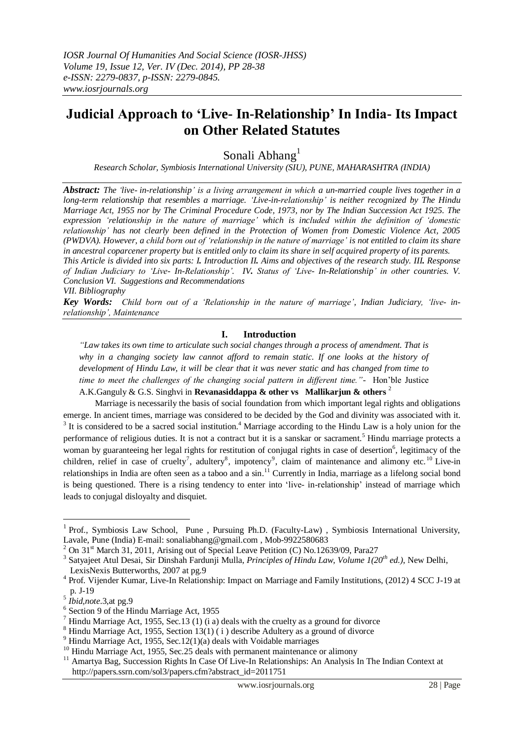# Judicial Approach to 'Live- In-Relationship' In India- Its Impact on Other Related Statutes

Sonali Abhang[1]

*Research Scholar, Symbiosis International University (SIU), PUNE, MAHARASHTRA (INDIA)*

***Abstract:*** *The 'live- in-relationship' is a living arrangement in which a un-married couple lives together in a long-term relationship that resembles a marriage. 'Live-in-relationship' is neither recognized by The Hindu Marriage Act, 1955 nor by The Criminal Procedure Code, 1973, nor by The Indian Succession Act 1925. The expression 'relationship in the nature of marriage' which is included within the definition of 'domestic relationship' has not clearly been defined in the Protection of Women from Domestic Violence Act, 2005 (PWDVA). However, a child born out of 'relationship in the nature of marriage' is not entitled to claim its share in ancestral coparcener property but is entitled only to claim its share in self acquired property of its parents. This Article is divided into six parts: **I.** Introduction **II.** Aims and objectives of the research study. **III.** Response of Indian Judiciary to 'Live- In-Relationship'. **IV.** Status of 'Live- In-Relationship' in other countries. **V.** Conclusion **VI.** Suggestions and Recommendations*
*VII. Bibliography*

***Key Words:*** *Child born out of a 'Relationship in the nature of marriage', Indian Judiciary, 'live- in-relationship', Maintenance*

## I. Introduction

*"Law takes its own time to articulate such social changes through a process of amendment. That is why in a changing society law cannot afford to remain static. If one looks at the history of development of Hindu Law, it will be clear that it was never static and has changed from time to time to meet the challenges of the changing social pattern in different time."*- Hon'ble Justice A.K.Ganguly & G.S. Singhvi in **Revanasiddappa & other vs Mallikarjun & others** [2]

Marriage is necessarily the basis of social foundation from which important legal rights and obligations emerge. In ancient times, marriage was considered to be decided by the God and divinity was associated with it. [3] It is considered to be a sacred social institution.[4] Marriage according to the Hindu Law is a holy union for the performance of religious duties. It is not a contract but it is a sanskar or sacrament.[5] Hindu marriage protects a woman by guaranteeing her legal rights for restitution of conjugal rights in case of desertion[6], legitimacy of the children, relief in case of cruelty[7], adultery[8], impotency[9], claim of maintenance and alimony etc.[10] Live-in relationships in India are often seen as a taboo and a sin.[11] Currently in India, marriage as a lifelong social bond is being questioned. There is a rising tendency to enter into 'live- in-relationship' instead of marriage which leads to conjugal disloyalty and disquiet.

---

[1] Prof., Symbiosis Law School, Pune , Pursuing Ph.D. (Faculty-Law) , Symbiosis International University, Lavale, Pune (India) E-mail: sonaliabhang@gmail.com , Mob-9922580683

[2] On 31st March 31, 2011, Arising out of Special Leave Petition (C) No.12639/09, Para27

[3] Satyajeet Atul Desai, Sir Dinshah Fardunji Mulla, *Principles of Hindu Law, Volume 1(20th ed.)*, New Delhi, LexisNexis Butterworths, 2007 at pg.9

[4] Prof. Vijender Kumar, Live-In Relationship: Impact on Marriage and Family Institutions, (2012) 4 SCC J-19 at p. J-19

[5] *Ibid,note*.3,at pg.9

[6] Section 9 of the Hindu Marriage Act, 1955

[7] Hindu Marriage Act, 1955, Sec.13 (1) (i a) deals with the cruelty as a ground for divorce

[8] Hindu Marriage Act, 1955, Section 13(1) ( i ) describe Adultery as a ground of divorce

[9] Hindu Marriage Act, 1955, Sec.12(1)(a) deals with Voidable marriages

[10] Hindu Marriage Act, 1955, Sec.25 deals with permanent maintenance or alimony

[11] Amartya Bag, Succession Rights In Case Of Live-In Relationships: An Analysis In The Indian Context at http://papers.ssrn.com/sol3/papers.cfm?abstract_id=2011751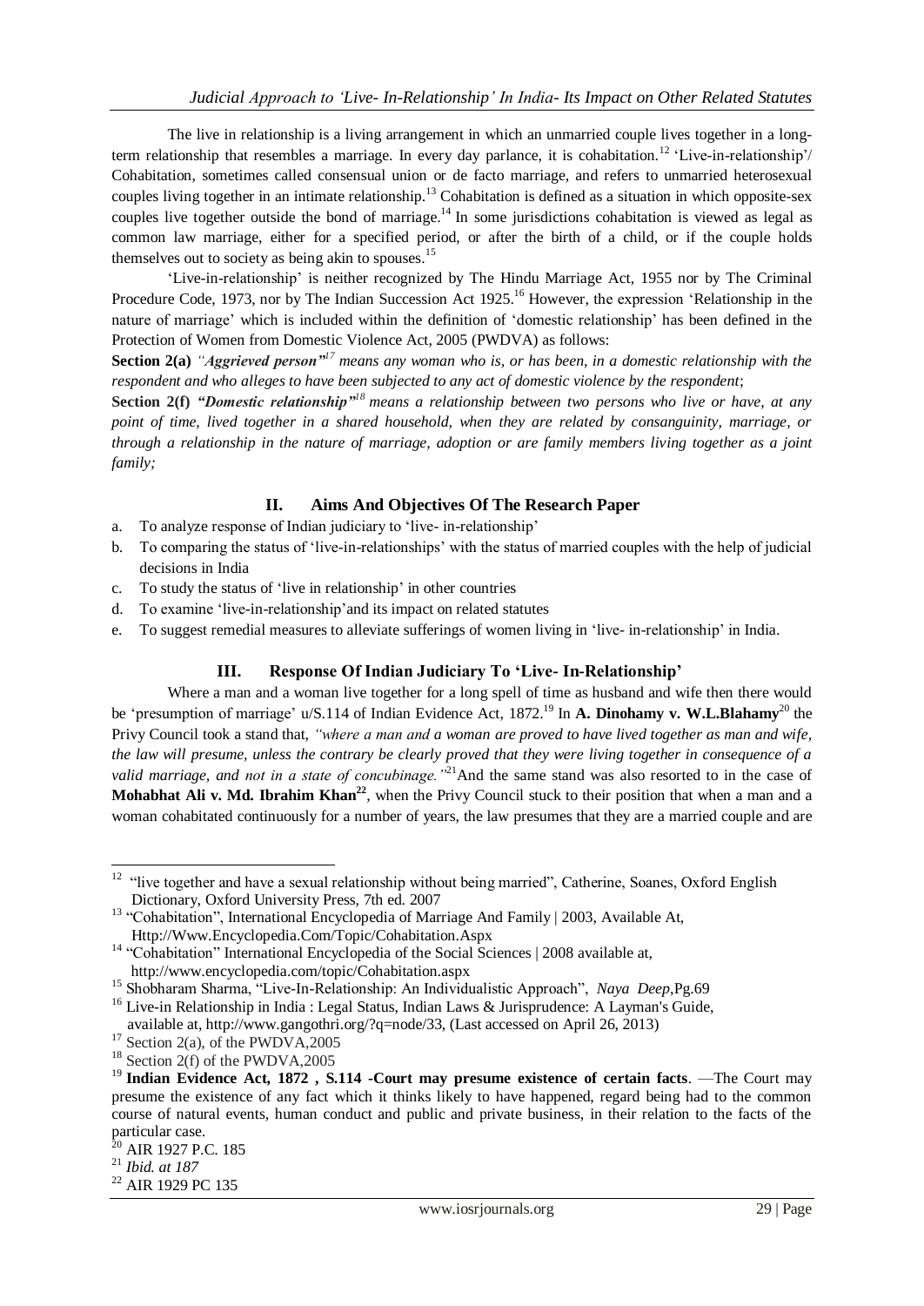The live in relationship is a living arrangement in which an unmarried couple lives together in a long-term relationship that resembles a marriage. In every day parlance, it is cohabitation.[12] 'Live-in-relationship'/ Cohabitation, sometimes called consensual union or de facto marriage, and refers to unmarried heterosexual couples living together in an intimate relationship.[13] Cohabitation is defined as a situation in which opposite-sex couples live together outside the bond of marriage.[14] In some jurisdictions cohabitation is viewed as legal as common law marriage, either for a specified period, or after the birth of a child, or if the couple holds themselves out to society as being akin to spouses.[15]

'Live-in-relationship' is neither recognized by The Hindu Marriage Act, 1955 nor by The Criminal Procedure Code, 1973, nor by The Indian Succession Act 1925.[16] However, the expression 'Relationship in the nature of marriage' which is included within the definition of 'domestic relationship' has been defined in the Protection of Women from Domestic Violence Act, 2005 (PWDVA) as follows:

**Section 2(a)** *"Aggrieved person"*[17] *means any woman who is, or has been, in a domestic relationship with the respondent and who alleges to have been subjected to any act of domestic violence by the respondent*;

**Section 2(f)** ***"Domestic relationship"***[18] *means a relationship between two persons who live or have, at any point of time, lived together in a shared household, when they are related by consanguinity, marriage, or through a relationship in the nature of marriage, adoption or are family members living together as a joint family;*

## II. Aims And Objectives Of The Research Paper

a. To analyze response of Indian judiciary to 'live- in-relationship'
b. To comparing the status of 'live-in-relationships' with the status of married couples with the help of judicial decisions in India
c. To study the status of 'live in relationship' in other countries
d. To examine 'live-in-relationship'and its impact on related statutes
e. To suggest remedial measures to alleviate sufferings of women living in 'live- in-relationship' in India.

## III. Response Of Indian Judiciary To 'Live- In-Relationship'

Where a man and a woman live together for a long spell of time as husband and wife then there would be 'presumption of marriage' u/S.114 of Indian Evidence Act, 1872.[19] In **A. Dinohamy v. W.L.Blahamy**[20] the Privy Council took a stand that, *"where a man and a woman are proved to have lived together as man and wife, the law will presume, unless the contrary be clearly proved that they were living together in consequence of a valid marriage, and not in a state of concubinage."*[21]And the same stand was also resorted to in the case of **Mohabhat Ali v. Md. Ibrahim Khan**[22], when the Privy Council stuck to their position that when a man and a woman cohabitated continuously for a number of years, the law presumes that they are a married couple and are

---

[12] "live together and have a sexual relationship without being married", Catherine, Soanes, Oxford English Dictionary, Oxford University Press, 7th ed. 2007

[13] "Cohabitation", International Encyclopedia of Marriage And Family | 2003, Available At, Http://Www.Encyclopedia.Com/Topic/Cohabitation.Aspx

[14] "Cohabitation" International Encyclopedia of the Social Sciences | 2008 available at, http://www.encyclopedia.com/topic/Cohabitation.aspx

[15] Shobharam Sharma, "Live-In-Relationship: An Individualistic Approach", *Naya Deep*,Pg.69

[16] Live-in Relationship in India : Legal Status, Indian Laws & Jurisprudence: A Layman's Guide, available at, http://www.gangothri.org/?q=node/33, (Last accessed on April 26, 2013)

[17] Section 2(a), of the PWDVA,2005

[18] Section 2(f) of the PWDVA,2005

[19] **Indian Evidence Act, 1872 , S.114 -Court may presume existence of certain facts**. —The Court may presume the existence of any fact which it thinks likely to have happened, regard being had to the common course of natural events, human conduct and public and private business, in their relation to the facts of the particular case.

[20] AIR 1927 P.C. 185

[21] *Ibid. at 187*

[22] AIR 1929 PC 135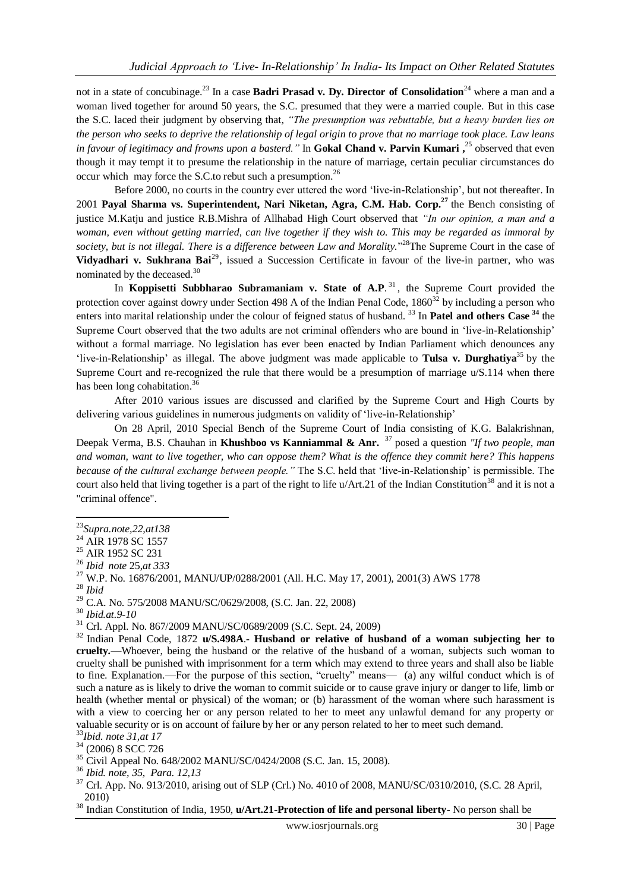not in a state of concubinage.[23] In a case **Badri Prasad v. Dy. Director of Consolidation**[24] where a man and a woman lived together for around 50 years, the S.C. presumed that they were a married couple. But in this case the S.C. laced their judgment by observing that, *"The presumption was rebuttable, but a heavy burden lies on the person who seeks to deprive the relationship of legal origin to prove that no marriage took place. Law leans in favour of legitimacy and frowns upon a basterd."* In **Gokal Chand v. Parvin Kumari ,**[25] observed that even though it may tempt it to presume the relationship in the nature of marriage, certain peculiar circumstances do occur which may force the S.C.to rebut such a presumption.[26]

Before 2000, no courts in the country ever uttered the word 'live-in-Relationship', but not thereafter. In 2001 **Payal Sharma vs. Superintendent, Nari Niketan, Agra, C.M. Hab. Corp.**[27] the Bench consisting of justice M.Katju and justice R.B.Mishra of Allhabad High Court observed that *"In our opinion, a man and a woman, even without getting married, can live together if they wish to. This may be regarded as immoral by society, but is not illegal. There is a difference between Law and Morality."*[28]The Supreme Court in the case of **Vidyadhari v. Sukhrana Bai**[29], issued a Succession Certificate in favour of the live-in partner, who was nominated by the deceased.[30]

In **Koppisetti Subbharao Subramaniam v. State of A.P.**[31], the Supreme Court provided the protection cover against dowry under Section 498 A of the Indian Penal Code, 1860[32] by including a person who enters into marital relationship under the colour of feigned status of husband. [33] In **Patel and others Case** [34] the Supreme Court observed that the two adults are not criminal offenders who are bound in 'live-in-Relationship' without a formal marriage. No legislation has ever been enacted by Indian Parliament which denounces any 'live-in-Relationship' as illegal. The above judgment was made applicable to **Tulsa v. Durghatiya**[35] by the Supreme Court and re-recognized the rule that there would be a presumption of marriage u/S.114 when there has been long cohabitation.[36]

After 2010 various issues are discussed and clarified by the Supreme Court and High Courts by delivering various guidelines in numerous judgments on validity of 'live-in-Relationship'

On 28 April, 2010 Special Bench of the Supreme Court of India consisting of K.G. Balakrishnan, Deepak Verma, B.S. Chauhan in **Khushboo vs Kanniammal & Anr.** [37] posed a question *"If two people, man and woman, want to live together, who can oppose them? What is the offence they commit here? This happens because of the cultural exchange between people."* The S.C. held that 'live-in-Relationship' is permissible. The court also held that living together is a part of the right to life u/Art.21 of the Indian Constitution[38] and it is not a "criminal offence".

---

[23]*Supra.note,22,at138*

[24] AIR 1978 SC 1557

[25] AIR 1952 SC 231

[26] *Ibid note* 25,*at 333*

[27] W.P. No. 16876/2001, MANU/UP/0288/2001 (All. H.C. May 17, 2001), 2001(3) AWS 1778

[28] *Ibid*

[29] C.A. No. 575/2008 MANU/SC/0629/2008, (S.C. Jan. 22, 2008)

[30] *Ibid.at.9-10*

[31] Crl. Appl. No. 867/2009 MANU/SC/0689/2009 (S.C. Sept. 24, 2009)

[32] Indian Penal Code, 1872 **u/S.498A**.- **Husband or relative of husband of a woman subjecting her to cruelty.**—Whoever, being the husband or the relative of the husband of a woman, subjects such woman to cruelty shall be punished with imprisonment for a term which may extend to three years and shall also be liable to fine. Explanation.—For the purpose of this section, "cruelty" means— (a) any wilful conduct which is of such a nature as is likely to drive the woman to commit suicide or to cause grave injury or danger to life, limb or health (whether mental or physical) of the woman; or (b) harassment of the woman where such harassment is with a view to coercing her or any person related to her to meet any unlawful demand for any property or valuable security or is on account of failure by her or any person related to her to meet such demand.

[33]*Ibid. note 31,at 17*

[34] (2006) 8 SCC 726

[35] Civil Appeal No. 648/2002 MANU/SC/0424/2008 (S.C. Jan. 15, 2008).

[36] *Ibid. note, 35, Para. 12,13*

[37] Crl. App. No. 913/2010, arising out of SLP (Crl.) No. 4010 of 2008, MANU/SC/0310/2010, (S.C. 28 April, 2010)

[38] Indian Constitution of India, 1950, **u/Art.21-Protection of life and personal liberty-** No person shall be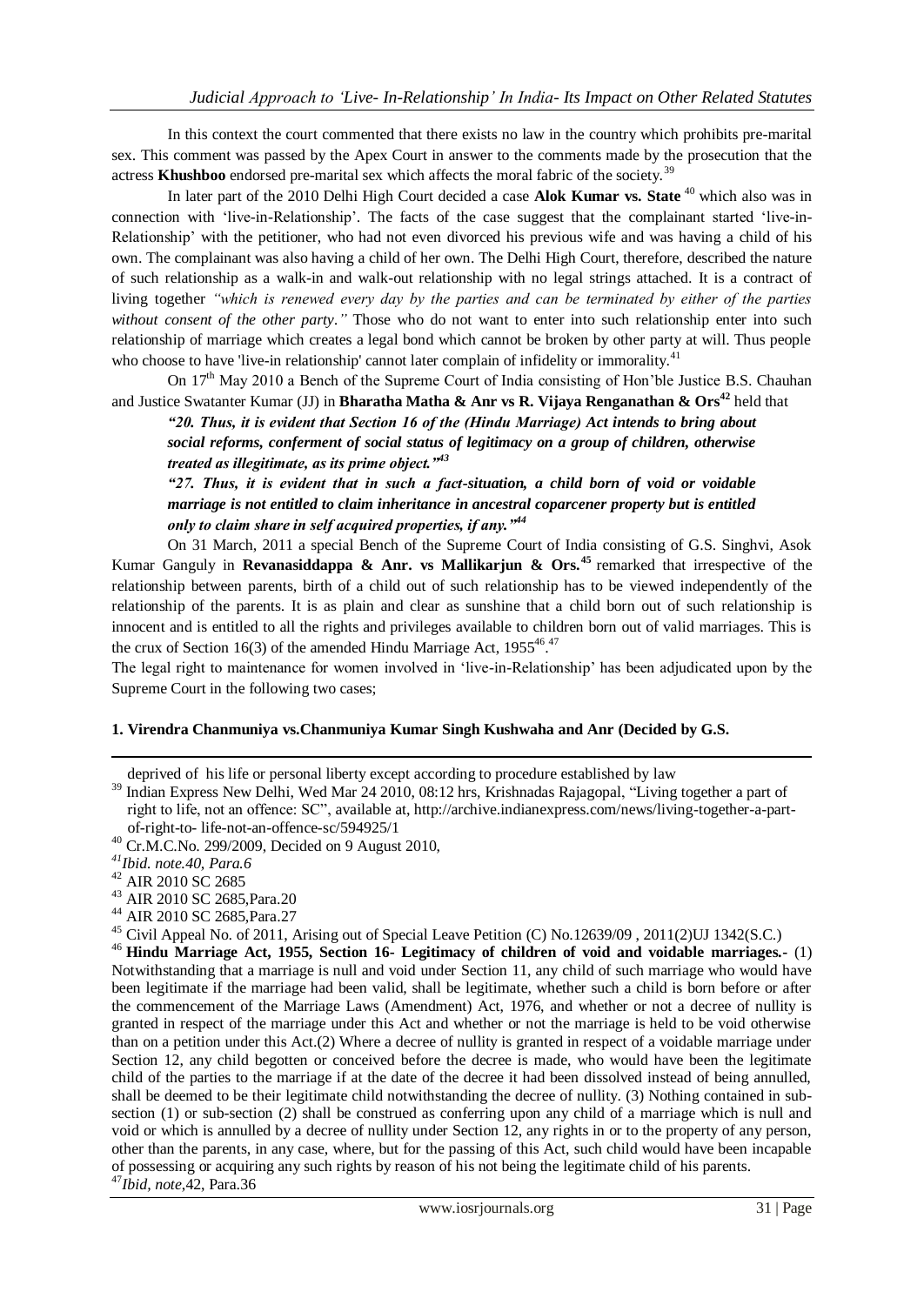In this context the court commented that there exists no law in the country which prohibits pre-marital sex. This comment was passed by the Apex Court in answer to the comments made by the prosecution that the actress **Khushboo** endorsed pre-marital sex which affects the moral fabric of the society.[39]

In later part of the 2010 Delhi High Court decided a case **Alok Kumar vs. State** [40] which also was in connection with 'live-in-Relationship'. The facts of the case suggest that the complainant started 'live-in-Relationship' with the petitioner, who had not even divorced his previous wife and was having a child of his own. The complainant was also having a child of her own. The Delhi High Court, therefore, described the nature of such relationship as a walk-in and walk-out relationship with no legal strings attached. It is a contract of living together *"which is renewed every day by the parties and can be terminated by either of the parties without consent of the other party."* Those who do not want to enter into such relationship enter into such relationship of marriage which creates a legal bond which cannot be broken by other party at will. Thus people who choose to have 'live-in relationship' cannot later complain of infidelity or immorality.[41]

On 17th May 2010 a Bench of the Supreme Court of India consisting of Hon'ble Justice B.S. Chauhan and Justice Swatanter Kumar (JJ) in **Bharatha Matha & Anr vs R. Vijaya Renganathan & Ors**[42] held that

> ***"20. Thus, it is evident that Section 16 of the (Hindu Marriage) Act intends to bring about social reforms, conferment of social status of legitimacy on a group of children, otherwise treated as illegitimate, as its prime object."***[43]
>
> ***"27. Thus, it is evident that in such a fact-situation, a child born of void or voidable marriage is not entitled to claim inheritance in ancestral coparcener property but is entitled only to claim share in self acquired properties, if any."***[44]

On 31 March, 2011 a special Bench of the Supreme Court of India consisting of G.S. Singhvi, Asok Kumar Ganguly in **Revanasiddappa & Anr. vs Mallikarjun & Ors.**[45] remarked that irrespective of the relationship between parents, birth of a child out of such relationship has to be viewed independently of the relationship of the parents. It is as plain and clear as sunshine that a child born out of such relationship is innocent and is entitled to all the rights and privileges available to children born out of valid marriages. This is the crux of Section 16(3) of the amended Hindu Marriage Act, 1955[46].[47]

The legal right to maintenance for women involved in 'live-in-Relationship' has been adjudicated upon by the Supreme Court in the following two cases;

**1. Virendra Chanmuniya vs.Chanmuniya Kumar Singh Kushwaha and Anr (Decided by G.S.**

---

deprived of his life or personal liberty except according to procedure established by law

[39] Indian Express New Delhi, Wed Mar 24 2010, 08:12 hrs, Krishnadas Rajagopal, "Living together a part of right to life, not an offence: SC", available at, http://archive.indianexpress.com/news/living-together-a-part-of-right-to- life-not-an-offence-sc/594925/1

[40] Cr.M.C.No. 299/2009, Decided on 9 August 2010,

[41] *Ibid. note.40, Para.6*

[42] AIR 2010 SC 2685

[43] AIR 2010 SC 2685,Para.20

[44] AIR 2010 SC 2685,Para.27

[45] Civil Appeal No. of 2011, Arising out of Special Leave Petition (C) No.12639/09 , 2011(2)UJ 1342(S.C.)

[46] **Hindu Marriage Act, 1955, Section 16- Legitimacy of children of void and voidable marriages.-** (1) Notwithstanding that a marriage is null and void under Section 11, any child of such marriage who would have been legitimate if the marriage had been valid, shall be legitimate, whether such a child is born before or after the commencement of the Marriage Laws (Amendment) Act, 1976, and whether or not a decree of nullity is granted in respect of the marriage under this Act and whether or not the marriage is held to be void otherwise than on a petition under this Act.(2) Where a decree of nullity is granted in respect of a voidable marriage under Section 12, any child begotten or conceived before the decree is made, who would have been the legitimate child of the parties to the marriage if at the date of the decree it had been dissolved instead of being annulled, shall be deemed to be their legitimate child notwithstanding the decree of nullity. (3) Nothing contained in sub-section (1) or sub-section (2) shall be construed as conferring upon any child of a marriage which is null and void or which is annulled by a decree of nullity under Section 12, any rights in or to the property of any person, other than the parents, in any case, where, but for the passing of this Act, such child would have been incapable of possessing or acquiring any such rights by reason of his not being the legitimate child of his parents.

[47] *Ibid, note*,42, Para.36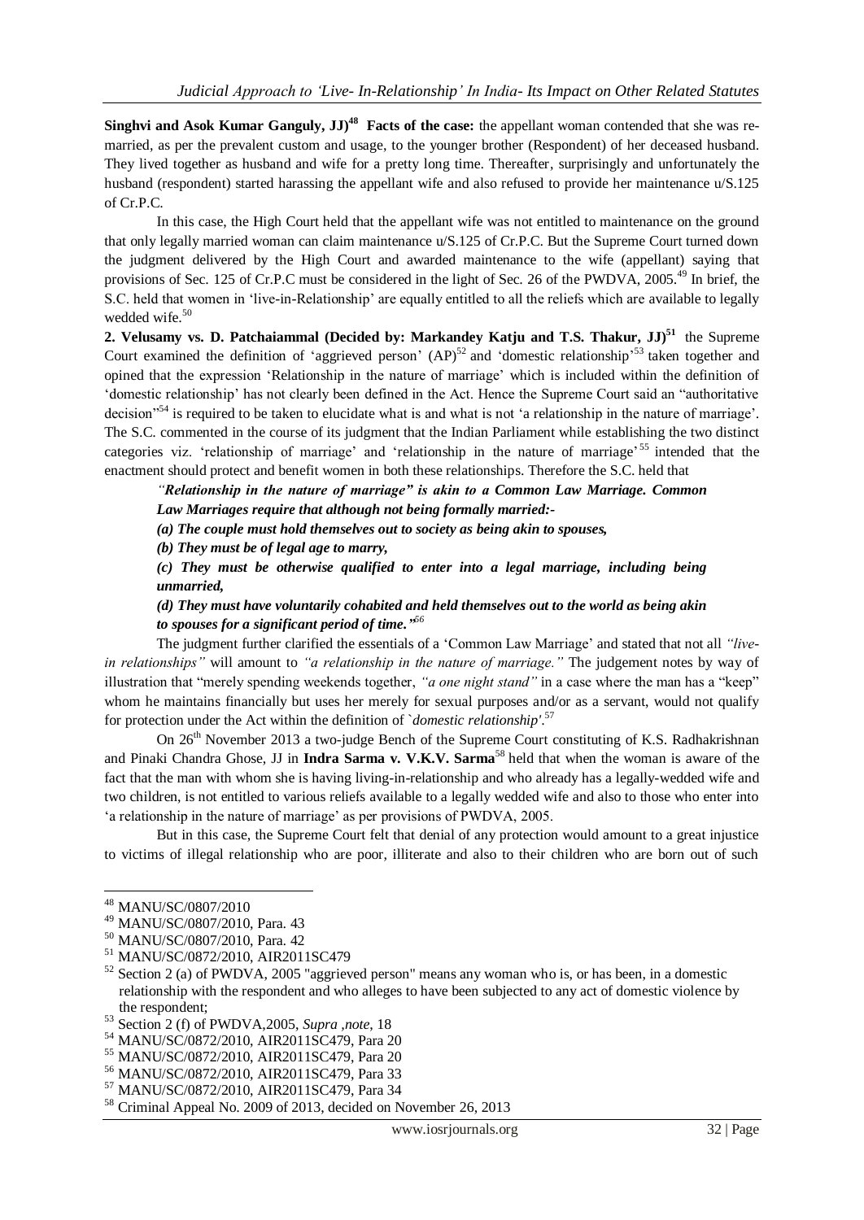**Singhvi and Asok Kumar Ganguly, JJ)**[48] **Facts of the case:** the appellant woman contended that she was re-married, as per the prevalent custom and usage, to the younger brother (Respondent) of her deceased husband. They lived together as husband and wife for a pretty long time. Thereafter, surprisingly and unfortunately the husband (respondent) started harassing the appellant wife and also refused to provide her maintenance u/S.125 of Cr.P.C.

In this case, the High Court held that the appellant wife was not entitled to maintenance on the ground that only legally married woman can claim maintenance u/S.125 of Cr.P.C. But the Supreme Court turned down the judgment delivered by the High Court and awarded maintenance to the wife (appellant) saying that provisions of Sec. 125 of Cr.P.C must be considered in the light of Sec. 26 of the PWDVA, 2005.[49] In brief, the S.C. held that women in 'live-in-Relationship' are equally entitled to all the reliefs which are available to legally wedded wife.[50]

**2. Velusamy vs. D. Patchaiammal (Decided by: Markandey Katju and T.S. Thakur, JJ)**[51] the Supreme Court examined the definition of 'aggrieved person' (AP)[52] and 'domestic relationship'[53] taken together and opined that the expression 'Relationship in the nature of marriage' which is included within the definition of 'domestic relationship' has not clearly been defined in the Act. Hence the Supreme Court said an "authoritative decision"[54] is required to be taken to elucidate what is and what is not 'a relationship in the nature of marriage'. The S.C. commented in the course of its judgment that the Indian Parliament while establishing the two distinct categories viz. 'relationship of marriage' and 'relationship in the nature of marriage'[55] intended that the enactment should protect and benefit women in both these relationships. Therefore the S.C. held that

> *"Relationship in the nature of marriage" is akin to a Common Law Marriage. Common Law Marriages require that although not being formally married:-*
>
> *(a) The couple must hold themselves out to society as being akin to spouses,*
>
> *(b) They must be of legal age to marry,*
>
> *(c) They must be otherwise qualified to enter into a legal marriage, including being unmarried,*
>
> *(d) They must have voluntarily cohabited and held themselves out to the world as being akin to spouses for a significant period of time."*[56]

The judgment further clarified the essentials of a 'Common Law Marriage' and stated that not all *"live-in relationships"* will amount to *"a relationship in the nature of marriage."* The judgement notes by way of illustration that "merely spending weekends together, *"a one night stand"* in a case where the man has a "keep" whom he maintains financially but uses her merely for sexual purposes and/or as a servant, would not qualify for protection under the Act within the definition of *`domestic relationship'*.[57]

On 26th November 2013 a two-judge Bench of the Supreme Court constituting of K.S. Radhakrishnan and Pinaki Chandra Ghose, JJ in **Indra Sarma v. V.K.V. Sarma**[58] held that when the woman is aware of the fact that the man with whom she is having living-in-relationship and who already has a legally-wedded wife and two children, is not entitled to various reliefs available to a legally wedded wife and also to those who enter into 'a relationship in the nature of marriage' as per provisions of PWDVA, 2005.

But in this case, the Supreme Court felt that denial of any protection would amount to a great injustice to victims of illegal relationship who are poor, illiterate and also to their children who are born out of such

---

[48] MANU/SC/0807/2010

[49] MANU/SC/0807/2010, Para. 43

[50] MANU/SC/0807/2010, Para. 42

[51] MANU/SC/0872/2010, AIR2011SC479

[52] Section 2 (a) of PWDVA, 2005 "aggrieved person" means any woman who is, or has been, in a domestic relationship with the respondent and who alleges to have been subjected to any act of domestic violence by the respondent;

[53] Section 2 (f) of PWDVA,2005, *Supra ,note*, 18

[54] MANU/SC/0872/2010, AIR2011SC479, Para 20

[55] MANU/SC/0872/2010, AIR2011SC479, Para 20

[56] MANU/SC/0872/2010, AIR2011SC479, Para 33

[57] MANU/SC/0872/2010, AIR2011SC479, Para 34

[58] Criminal Appeal No. 2009 of 2013, decided on November 26, 2013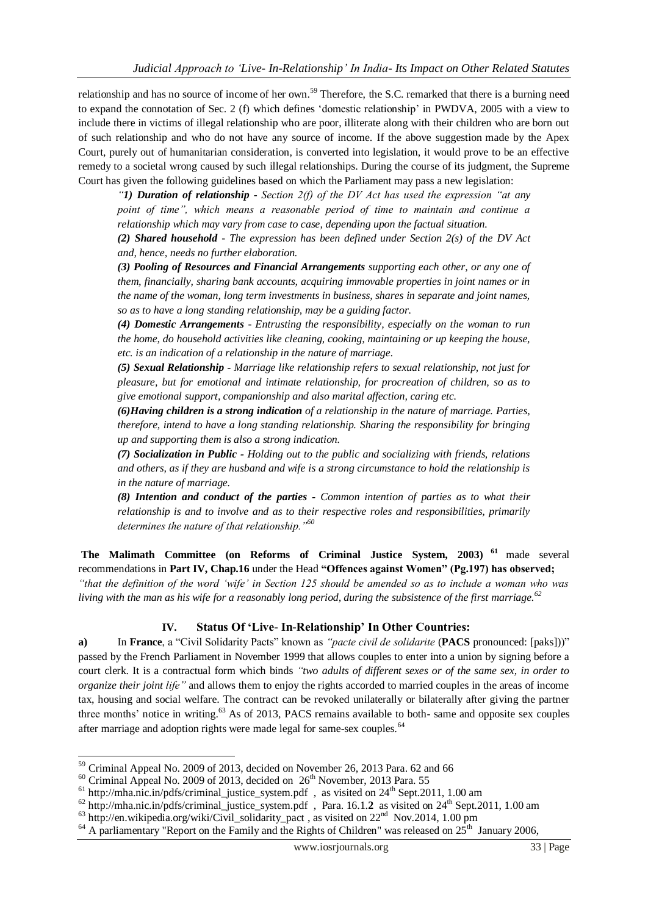relationship and has no source of income of her own.[59] Therefore, the S.C. remarked that there is a burning need to expand the connotation of Sec. 2 (f) which defines 'domestic relationship' in PWDVA, 2005 with a view to include there in victims of illegal relationship who are poor, illiterate along with their children who are born out of such relationship and who do not have any source of income. If the above suggestion made by the Apex Court, purely out of humanitarian consideration, is converted into legislation, it would prove to be an effective remedy to a societal wrong caused by such illegal relationships. During the course of its judgment, the Supreme Court has given the following guidelines based on which the Parliament may pass a new legislation:

> *"**1) Duration of relationship** - Section 2(f) of the DV Act has used the expression "at any point of time", which means a reasonable period of time to maintain and continue a relationship which may vary from case to case, depending upon the factual situation.*
>
> ***(2) Shared household** - The expression has been defined under Section 2(s) of the DV Act and, hence, needs no further elaboration.*
>
> ***(3) Pooling of Resources and Financial Arrangements** supporting each other, or any one of them, financially, sharing bank accounts, acquiring immovable properties in joint names or in the name of the woman, long term investments in business, shares in separate and joint names, so as to have a long standing relationship, may be a guiding factor.*
>
> ***(4) Domestic Arrangements** - Entrusting the responsibility, especially on the woman to run the home, do household activities like cleaning, cooking, maintaining or up keeping the house, etc. is an indication of a relationship in the nature of marriage.*
>
> ***(5) Sexual Relationship** - Marriage like relationship refers to sexual relationship, not just for pleasure, but for emotional and intimate relationship, for procreation of children, so as to give emotional support, companionship and also marital affection, caring etc.*
>
> ***(6)Having children is a strong indication** of a relationship in the nature of marriage. Parties, therefore, intend to have a long standing relationship. Sharing the responsibility for bringing up and supporting them is also a strong indication.*
>
> ***(7) Socialization in Public** - Holding out to the public and socializing with friends, relations and others, as if they are husband and wife is a strong circumstance to hold the relationship is in the nature of marriage.*
>
> ***(8) Intention and conduct of the parties** - Common intention of parties as to what their relationship is and to involve and as to their respective roles and responsibilities, primarily determines the nature of that relationship."*[60]

**The Malimath Committee (on Reforms of Criminal Justice System, 2003)** [61] made several recommendations in **Part IV, Chap.16** under the Head **"Offences against Women" (Pg.197) has observed;** *"that the definition of the word 'wife' in Section 125 should be amended so as to include a woman who was living with the man as his wife for a reasonably long period, during the subsistence of the first marriage.*[62]

## IV. Status Of 'Live- In-Relationship' In Other Countries:

**a)** In **France**, a "Civil Solidarity Pacts" known as *"pacte civil de solidarite* (**PACS** pronounced: [paks]))" passed by the French Parliament in November 1999 that allows couples to enter into a union by signing before a court clerk. It is a contractual form which binds *"two adults of different sexes or of the same sex, in order to organize their joint life"* and allows them to enjoy the rights accorded to married couples in the areas of income tax, housing and social welfare. The contract can be revoked unilaterally or bilaterally after giving the partner three months' notice in writing.[63] As of 2013, PACS remains available to both- same and opposite sex couples after marriage and adoption rights were made legal for same-sex couples.[64]

---

[59] Criminal Appeal No. 2009 of 2013, decided on November 26, 2013 Para. 62 and 66

[60] Criminal Appeal No. 2009 of 2013, decided on 26th November, 2013 Para. 55

[61] http://mha.nic.in/pdfs/criminal_justice_system.pdf , as visited on 24th Sept.2011, 1.00 am

[62] http://mha.nic.in/pdfs/criminal_justice_system.pdf , Para. 16.1.**2** as visited on 24th Sept.2011, 1.00 am

[63] http://en.wikipedia.org/wiki/Civil_solidarity_pact , as visited on 22nd Nov.2014, 1.00 pm

[64] A parliamentary "Report on the Family and the Rights of Children" was released on 25th January 2006,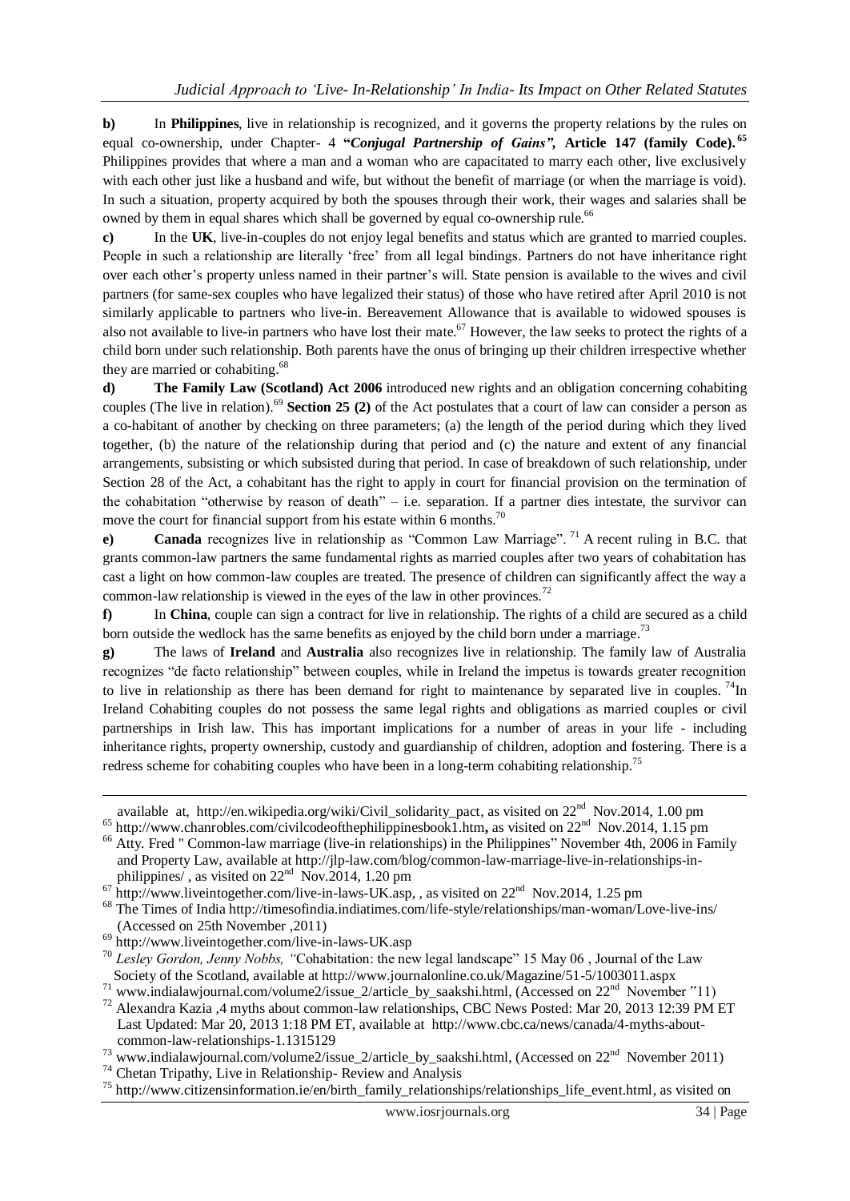**b)** In **Philippines**, live in relationship is recognized, and it governs the property relations by the rules on equal co-ownership, under Chapter- 4 **"*Conjugal Partnership of Gains",* Article 147 (family Code).**[65] Philippines provides that where a man and a woman who are capacitated to marry each other, live exclusively with each other just like a husband and wife, but without the benefit of marriage (or when the marriage is void). In such a situation, property acquired by both the spouses through their work, their wages and salaries shall be owned by them in equal shares which shall be governed by equal co-ownership rule.[66]

**c)** In the **UK**, live-in-couples do not enjoy legal benefits and status which are granted to married couples. People in such a relationship are literally 'free' from all legal bindings. Partners do not have inheritance right over each other's property unless named in their partner's will. State pension is available to the wives and civil partners (for same-sex couples who have legalized their status) of those who have retired after April 2010 is not similarly applicable to partners who live-in. Bereavement Allowance that is available to widowed spouses is also not available to live-in partners who have lost their mate.[67] However, the law seeks to protect the rights of a child born under such relationship. Both parents have the onus of bringing up their children irrespective whether they are married or cohabiting.[68]

**d)** **The Family Law (Scotland) Act 2006** introduced new rights and an obligation concerning cohabiting couples (The live in relation).[69] **Section 25 (2)** of the Act postulates that a court of law can consider a person as a co-habitant of another by checking on three parameters; (a) the length of the period during which they lived together, (b) the nature of the relationship during that period and (c) the nature and extent of any financial arrangements, subsisting or which subsisted during that period. In case of breakdown of such relationship, under Section 28 of the Act, a cohabitant has the right to apply in court for financial provision on the termination of the cohabitation "otherwise by reason of death" – i.e. separation. If a partner dies intestate, the survivor can move the court for financial support from his estate within 6 months.[70]

**e)** **Canada** recognizes live in relationship as "Common Law Marriage".[71] A recent ruling in B.C. that grants common-law partners the same fundamental rights as married couples after two years of cohabitation has cast a light on how common-law couples are treated. The presence of children can significantly affect the way a common-law relationship is viewed in the eyes of the law in other provinces.[72]

**f)** In **China**, couple can sign a contract for live in relationship. The rights of a child are secured as a child born outside the wedlock has the same benefits as enjoyed by the child born under a marriage.[73]

**g)** The laws of **Ireland** and **Australia** also recognizes live in relationship. The family law of Australia recognizes "de facto relationship" between couples, while in Ireland the impetus is towards greater recognition to live in relationship as there has been demand for right to maintenance by separated live in couples.[74] In Ireland Cohabiting couples do not possess the same legal rights and obligations as married couples or civil partnerships in Irish law. This has important implications for a number of areas in your life - including inheritance rights, property ownership, custody and guardianship of children, adoption and fostering. There is a redress scheme for cohabiting couples who have been in a long-term cohabiting relationship.[75]

---

available at, http://en.wikipedia.org/wiki/Civil_solidarity_pact, as visited on 22nd Nov.2014, 1.00 pm

[65] http://www.chanrobles.com/civilcodeofthephilippinesbook1.htm, as visited on 22nd Nov.2014, 1.15 pm

[66] Atty. Fred " Common-law marriage (live-in relationships) in the Philippines" November 4th, 2006 in Family and Property Law, available at http://jlp-law.com/blog/common-law-marriage-live-in-relationships-in-philippines/ , as visited on 22nd Nov.2014, 1.20 pm

[67] http://www.liveintogether.com/live-in-laws-UK.asp, , as visited on 22nd Nov.2014, 1.25 pm

[68] The Times of India http://timesofindia.indiatimes.com/life-style/relationships/man-woman/Love-live-ins/ (Accessed on 25th November ,2011)

[69] http://www.liveintogether.com/live-in-laws-UK.asp

[70] *Lesley Gordon, Jenny Nobbs, "*Cohabitation: the new legal landscape" 15 May 06 , Journal of the Law Society of the Scotland, available at http://www.journalonline.co.uk/Magazine/51-5/1003011.aspx

[71] www.indialawjournal.com/volume2/issue_2/article_by_saakshi.html, (Accessed on 22nd November "11)

[72] Alexandra Kazia ,4 myths about common-law relationships, CBC News Posted: Mar 20, 2013 12:39 PM ET Last Updated: Mar 20, 2013 1:18 PM ET, available at http://www.cbc.ca/news/canada/4-myths-about-common-law-relationships-1.1315129

[73] www.indialawjournal.com/volume2/issue_2/article_by_saakshi.html, (Accessed on 22nd November 2011)

[74] Chetan Tripathy, Live in Relationship- Review and Analysis

[75] http://www.citizensinformation.ie/en/birth_family_relationships/relationships_life_event.html, as visited on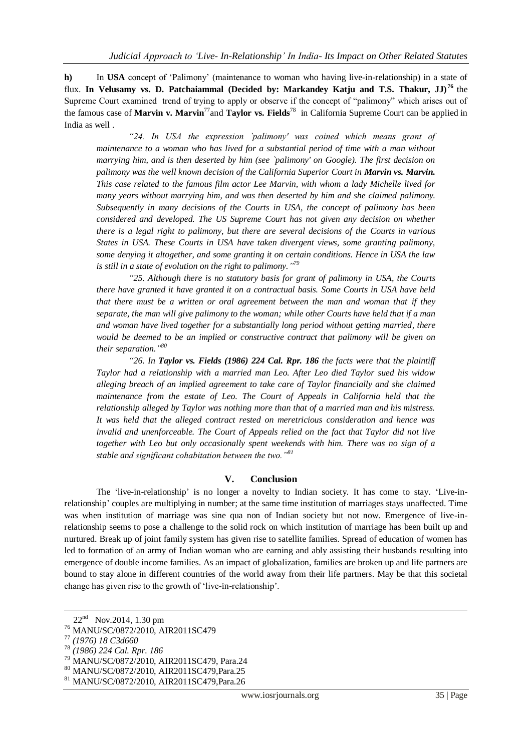**h)** In **USA** concept of 'Palimony' (maintenance to woman who having live-in-relationship) in a state of flux. **In Velusamy vs. D. Patchaiammal (Decided by: Markandey Katju and T.S. Thakur, JJ)**[76] the Supreme Court examined trend of trying to apply or observe if the concept of "palimony" which arises out of the famous case of **Marvin v. Marvin**[77] and **Taylor vs. Fields**[78] in California Supreme Court can be applied in India as well .

> *"24. In USA the expression `palimony' was coined which means grant of maintenance to a woman who has lived for a substantial period of time with a man without marrying him, and is then deserted by him (see `palimony' on Google). The first decision on palimony was the well known decision of the California Superior Court in **Marvin vs. Marvin.** This case related to the famous film actor Lee Marvin, with whom a lady Michelle lived for many years without marrying him, and was then deserted by him and she claimed palimony. Subsequently in many decisions of the Courts in USA, the concept of palimony has been considered and developed. The US Supreme Court has not given any decision on whether there is a legal right to palimony, but there are several decisions of the Courts in various States in USA. These Courts in USA have taken divergent views, some granting palimony, some denying it altogether, and some granting it on certain conditions. Hence in USA the law is still in a state of evolution on the right to palimony."*[79]

> *"25. Although there is no statutory basis for grant of palimony in USA, the Courts there have granted it have granted it on a contractual basis. Some Courts in USA have held that there must be a written or oral agreement between the man and woman that if they separate, the man will give palimony to the woman; while other Courts have held that if a man and woman have lived together for a substantially long period without getting married, there would be deemed to be an implied or constructive contract that palimony will be given on their separation."*[80]

> *"26. In **Taylor vs. Fields (1986) 224 Cal. Rpr. 186** the facts were that the plaintiff Taylor had a relationship with a married man Leo. After Leo died Taylor sued his widow alleging breach of an implied agreement to take care of Taylor financially and she claimed maintenance from the estate of Leo. The Court of Appeals in California held that the relationship alleged by Taylor was nothing more than that of a married man and his mistress. It was held that the alleged contract rested on meretricious consideration and hence was invalid and unenforceable. The Court of Appeals relied on the fact that Taylor did not live together with Leo but only occasionally spent weekends with him. There was no sign of a stable and significant cohabitation between the two."*[81]

## V. Conclusion

The 'live-in-relationship' is no longer a novelty to Indian society. It has come to stay. 'Live-in-relationship' couples are multiplying in number; at the same time institution of marriages stays unaffected. Time was when institution of marriage was sine qua non of Indian society but not now. Emergence of live-in-relationship seems to pose a challenge to the solid rock on which institution of marriage has been built up and nurtured. Break up of joint family system has given rise to satellite families. Spread of education of women has led to formation of an army of Indian woman who are earning and ably assisting their husbands resulting into emergence of double income families. As an impact of globalization, families are broken up and life partners are bound to stay alone in different countries of the world away from their life partners. May be that this societal change has given rise to the growth of 'live-in-relationship'.

---

22nd Nov.2014, 1.30 pm

[76] MANU/SC/0872/2010, AIR2011SC479

[77] *(1976) 18 C3d660*

[78] *(1986) 224 Cal. Rpr. 186*

[79] MANU/SC/0872/2010, AIR2011SC479, Para.24

[80] MANU/SC/0872/2010, AIR2011SC479,Para.25

[81] MANU/SC/0872/2010, AIR2011SC479,Para.26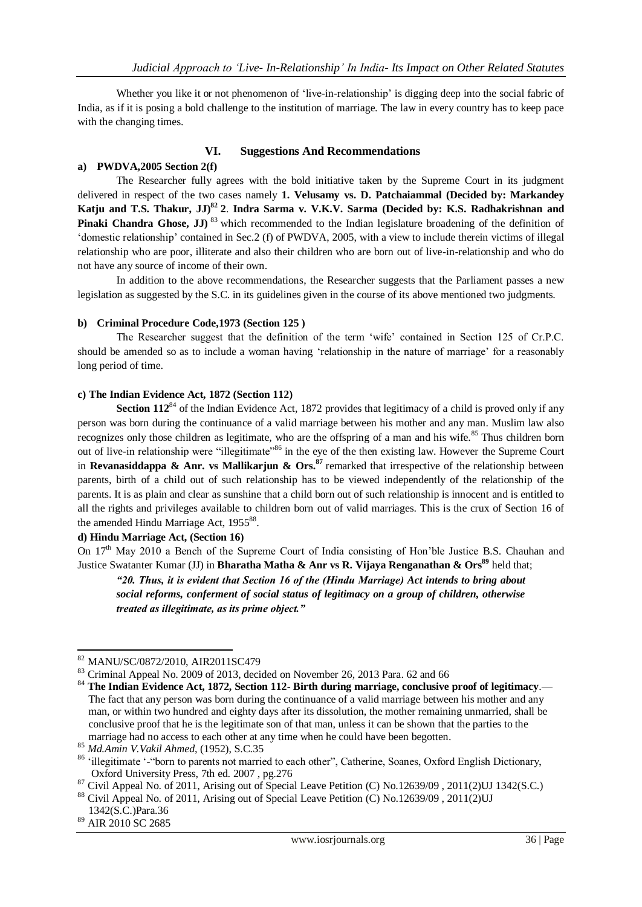Whether you like it or not phenomenon of 'live-in-relationship' is digging deep into the social fabric of India, as if it is posing a bold challenge to the institution of marriage. The law in every country has to keep pace with the changing times.

## VI. Suggestions And Recommendations

### a) PWDVA,2005 Section 2(f)

The Researcher fully agrees with the bold initiative taken by the Supreme Court in its judgment delivered in respect of the two cases namely **1. Velusamy vs. D. Patchaiammal (Decided by: Markandey Katju and T.S. Thakur, JJ)**[82] **2**. **Indra Sarma v. V.K.V. Sarma (Decided by: K.S. Radhakrishnan and Pinaki Chandra Ghose, JJ)** [83] which recommended to the Indian legislature broadening of the definition of 'domestic relationship' contained in Sec.2 (f) of PWDVA, 2005, with a view to include therein victims of illegal relationship who are poor, illiterate and also their children who are born out of live-in-relationship and who do not have any source of income of their own.

In addition to the above recommendations, the Researcher suggests that the Parliament passes a new legislation as suggested by the S.C. in its guidelines given in the course of its above mentioned two judgments.

### b) Criminal Procedure Code,1973 (Section 125 )

The Researcher suggest that the definition of the term 'wife' contained in Section 125 of Cr.P.C. should be amended so as to include a woman having 'relationship in the nature of marriage' for a reasonably long period of time.

### c) The Indian Evidence Act, 1872 (Section 112)

**Section 112**[84] of the Indian Evidence Act, 1872 provides that legitimacy of a child is proved only if any person was born during the continuance of a valid marriage between his mother and any man. Muslim law also recognizes only those children as legitimate, who are the offspring of a man and his wife.[85] Thus children born out of live-in relationship were "illegitimate"[86] in the eye of the then existing law. However the Supreme Court in **Revanasiddappa & Anr. vs Mallikarjun & Ors.**[87] remarked that irrespective of the relationship between parents, birth of a child out of such relationship has to be viewed independently of the relationship of the parents. It is as plain and clear as sunshine that a child born out of such relationship is innocent and is entitled to all the rights and privileges available to children born out of valid marriages. This is the crux of Section 16 of the amended Hindu Marriage Act, 1955[88].

### d) Hindu Marriage Act, (Section 16)

On 17th May 2010 a Bench of the Supreme Court of India consisting of Hon'ble Justice B.S. Chauhan and Justice Swatanter Kumar (JJ) in **Bharatha Matha & Anr vs R. Vijaya Renganathan & Ors**[89] held that;

> ***"20. Thus, it is evident that Section 16 of the (Hindu Marriage) Act intends to bring about social reforms, conferment of social status of legitimacy on a group of children, otherwise treated as illegitimate, as its prime object."***

---

[82] MANU/SC/0872/2010, AIR2011SC479

[83] Criminal Appeal No. 2009 of 2013, decided on November 26, 2013 Para. 62 and 66

[84] **The Indian Evidence Act, 1872, Section 112- Birth during marriage, conclusive proof of legitimacy**.— The fact that any person was born during the continuance of a valid marriage between his mother and any man, or within two hundred and eighty days after its dissolution, the mother remaining unmarried, shall be conclusive proof that he is the legitimate son of that man, unless it can be shown that the parties to the marriage had no access to each other at any time when he could have been begotten.

[85] *Md.Amin V.Vakil Ahmed*, (1952), S.C.35

[86] 'illegitimate '-"born to parents not married to each other", Catherine, Soanes, Oxford English Dictionary, Oxford University Press, 7th ed. 2007 , pg.276

[87] Civil Appeal No. of 2011, Arising out of Special Leave Petition (C) No.12639/09 , 2011(2)UJ 1342(S.C.)

[88] Civil Appeal No. of 2011, Arising out of Special Leave Petition (C) No.12639/09 , 2011(2)UJ 1342(S.C.)Para.36

[89] AIR 2010 SC 2685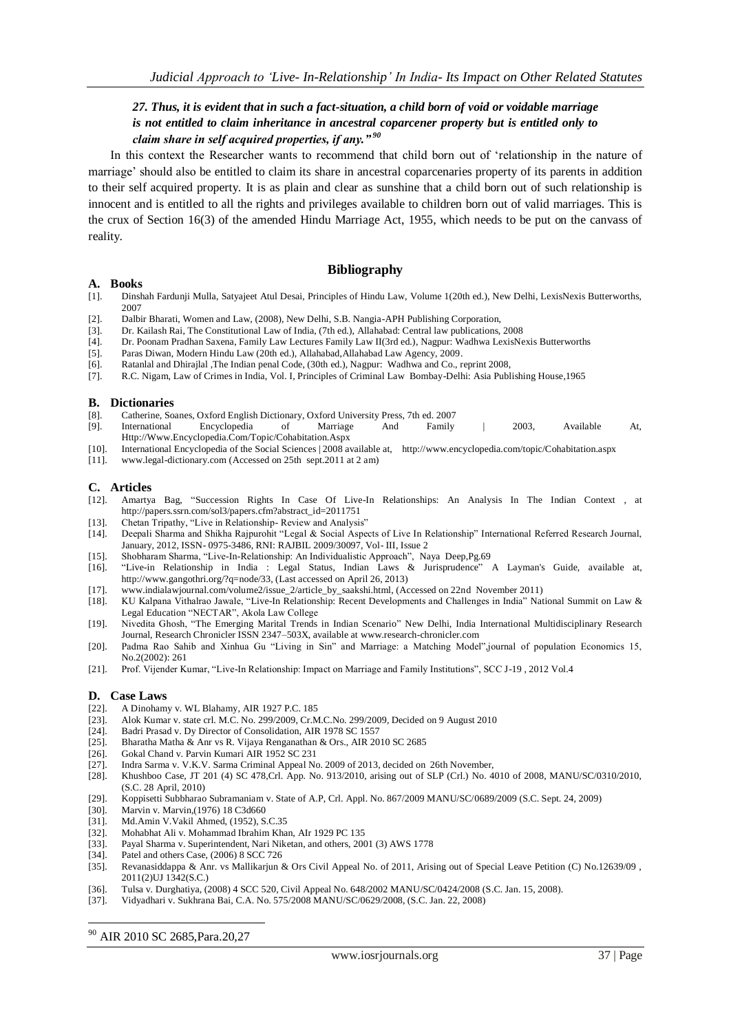*27. Thus, it is evident that in such a fact-situation, a child born of void or voidable marriage is not entitled to claim inheritance in ancestral coparcener property but is entitled only to claim share in self acquired properties, if any."*[90]

In this context the Researcher wants to recommend that child born out of 'relationship in the nature of marriage' should also be entitled to claim its share in ancestral coparcenaries property of its parents in addition to their self acquired property. It is as plain and clear as sunshine that a child born out of such relationship is innocent and is entitled to all the rights and privileges available to children born out of valid marriages. This is the crux of Section 16(3) of the amended Hindu Marriage Act, 1955, which needs to be put on the canvass of reality.

## Bibliography

### A. Books

[1]. Dinshah Fardunji Mulla, Satyajeet Atul Desai, Principles of Hindu Law, Volume 1(20th ed.), New Delhi, LexisNexis Butterworths, 2007

[2]. Dalbir Bharati, Women and Law, (2008), New Delhi, S.B. Nangia-APH Publishing Corporation,

[3]. Dr. Kailash Rai, The Constitutional Law of India, (7th ed.), Allahabad: Central law publications, 2008

[4]. Dr. Poonam Pradhan Saxena, Family Law Lectures Family Law II(3rd ed.), Nagpur: Wadhwa LexisNexis Butterworths

[5]. Paras Diwan, Modern Hindu Law (20th ed.), Allahabad,Allahabad Law Agency, 2009.

[6]. Ratanlal and Dhirajlal ,The Indian penal Code, (30th ed.), Nagpur: Wadhwa and Co., reprint 2008,

[7]. R.C. Nigam, Law of Crimes in India, Vol. I, Principles of Criminal Law Bombay-Delhi: Asia Publishing House,1965

### B. Dictionaries

[8]. Catherine, Soanes, Oxford English Dictionary, Oxford University Press, 7th ed. 2007

[9]. International Encyclopedia of Marriage And Family | 2003, Available At, Http://Www.Encyclopedia.Com/Topic/Cohabitation.Aspx

[10]. International Encyclopedia of the Social Sciences | 2008 available at, http://www.encyclopedia.com/topic/Cohabitation.aspx

[11]. www.legal-dictionary.com (Accessed on 25th sept.2011 at 2 am)

### C. Articles

[12]. Amartya Bag, "Succession Rights In Case Of Live-In Relationships: An Analysis In The Indian Context , at http://papers.ssrn.com/sol3/papers.cfm?abstract_id=2011751

[13]. Chetan Tripathy, "Live in Relationship- Review and Analysis"

[14]. Deepali Sharma and Shikha Rajpurohit "Legal & Social Aspects of Live In Relationship" International Referred Research Journal, January, 2012, ISSN- 0975-3486, RNI: RAJBIL 2009/30097, Vol- III, Issue 2

[15]. Shobharam Sharma, "Live-In-Relationship: An Individualistic Approach", Naya Deep,Pg.69

[16]. "Live-in Relationship in India : Legal Status, Indian Laws & Jurisprudence" A Layman's Guide, available at, http://www.gangothri.org/?q=node/33, (Last accessed on April 26, 2013)

[17]. www.indialawjournal.com/volume2/issue_2/article_by_saakshi.html, (Accessed on 22nd November 2011)

[18]. KU Kalpana Vithalrao Jawale, "Live-In Relationship: Recent Developments and Challenges in India" National Summit on Law & Legal Education "NECTAR", Akola Law College

[19]. Nivedita Ghosh, "The Emerging Marital Trends in Indian Scenario" New Delhi, India International Multidisciplinary Research Journal, Research Chronicler ISSN 2347–503X, available at www.research-chronicler.com

[20]. Padma Rao Sahib and Xinhua Gu "Living in Sin" and Marriage: a Matching Model",journal of population Economics 15, No.2(2002): 261

[21]. Prof. Vijender Kumar, "Live-In Relationship: Impact on Marriage and Family Institutions", SCC J-19 , 2012 Vol.4

### D. Case Laws

[22]. A Dinohamy v. WL Blahamy, AIR 1927 P.C. 185

[23]. Alok Kumar v. state crl. M.C. No. 299/2009, Cr.M.C.No. 299/2009, Decided on 9 August 2010

[24]. Badri Prasad v. Dy Director of Consolidation, AIR 1978 SC 1557

[25]. Bharatha Matha & Anr vs R. Vijaya Renganathan & Ors., AIR 2010 SC 2685

[26]. Gokal Chand v. Parvin Kumari AIR 1952 SC 231

[27]. Indra Sarma v. V.K.V. Sarma Criminal Appeal No. 2009 of 2013, decided on 26th November,

[28]. Khushboo Case, JT 201 (4) SC 478,Crl. App. No. 913/2010, arising out of SLP (Crl.) No. 4010 of 2008, MANU/SC/0310/2010, (S.C. 28 April, 2010)

[29]. Koppisetti Subbharao Subramaniam v. State of A.P, Crl. Appl. No. 867/2009 MANU/SC/0689/2009 (S.C. Sept. 24, 2009)

[30]. Marvin v. Marvin,(1976) 18 C3d660

[31]. Md.Amin V.Vakil Ahmed, (1952), S.C.35

[32]. Mohabhat Ali v. Mohammad Ibrahim Khan, AIr 1929 PC 135

[33]. Payal Sharma v. Superintendent, Nari Niketan, and others, 2001 (3) AWS 1778

[34]. Patel and others Case, (2006) 8 SCC 726

[35]. Revanasiddappa & Anr. vs Mallikarjun & Ors Civil Appeal No. of 2011, Arising out of Special Leave Petition (C) No.12639/09 , 2011(2)UJ 1342(S.C.)

[36]. Tulsa v. Durghatiya, (2008) 4 SCC 520, Civil Appeal No. 648/2002 MANU/SC/0424/2008 (S.C. Jan. 15, 2008).

[37]. Vidyadhari v. Sukhrana Bai, C.A. No. 575/2008 MANU/SC/0629/2008, (S.C. Jan. 22, 2008)

---

[90] AIR 2010 SC 2685,Para.20,27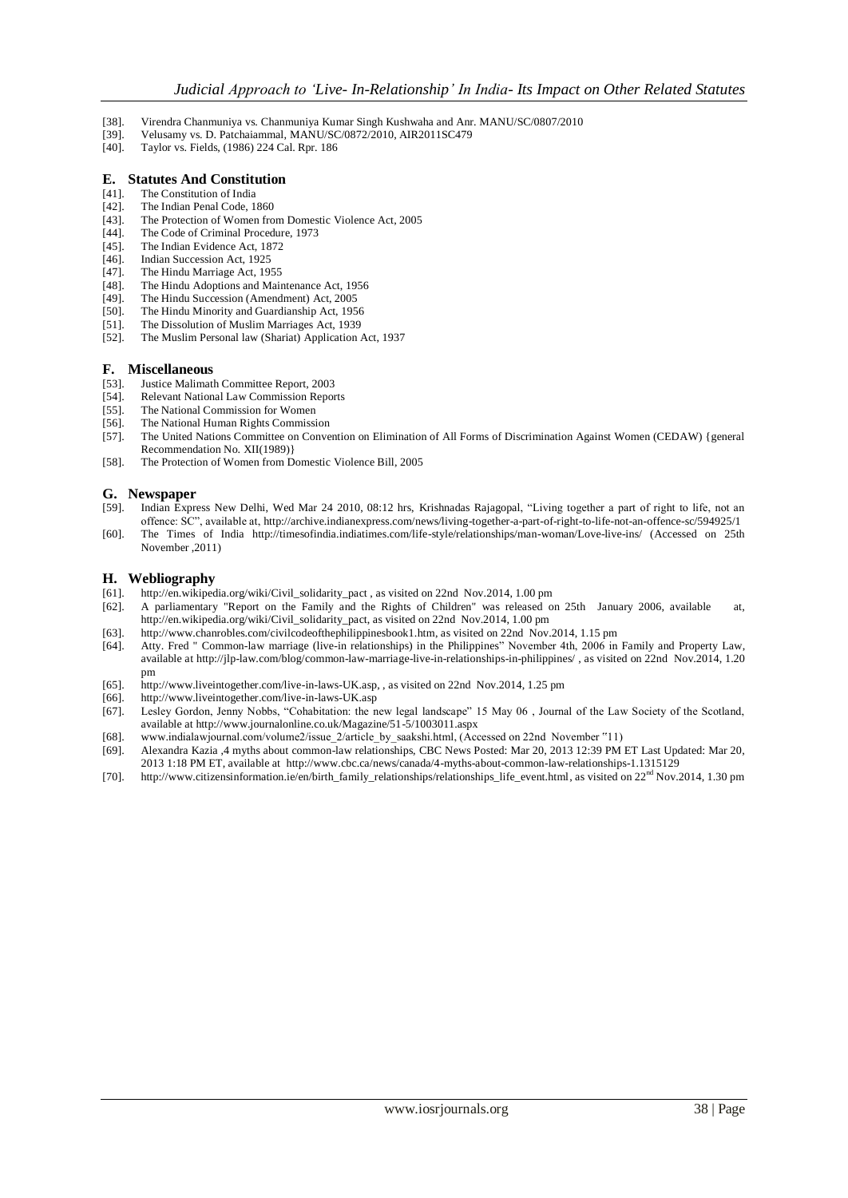[38]. Virendra Chanmuniya vs. Chanmuniya Kumar Singh Kushwaha and Anr. MANU/SC/0807/2010
[39]. Velusamy vs. D. Patchaiammal, MANU/SC/0872/2010, AIR2011SC479
[40]. Taylor vs. Fields, (1986) 224 Cal. Rpr. 186

## E. Statutes And Constitution

[41]. The Constitution of India
[42]. The Indian Penal Code, 1860
[43]. The Protection of Women from Domestic Violence Act, 2005
[44]. The Code of Criminal Procedure, 1973
[45]. The Indian Evidence Act, 1872
[46]. Indian Succession Act, 1925
[47]. The Hindu Marriage Act, 1955
[48]. The Hindu Adoptions and Maintenance Act, 1956
[49]. The Hindu Succession (Amendment) Act, 2005
[50]. The Hindu Minority and Guardianship Act, 1956
[51]. The Dissolution of Muslim Marriages Act, 1939
[52]. The Muslim Personal law (Shariat) Application Act, 1937

## F. Miscellaneous

[53]. Justice Malimath Committee Report, 2003
[54]. Relevant National Law Commission Reports
[55]. The National Commission for Women
[56]. The National Human Rights Commission
[57]. The United Nations Committee on Convention on Elimination of All Forms of Discrimination Against Women (CEDAW) {general Recommendation No. XII(1989)}
[58]. The Protection of Women from Domestic Violence Bill, 2005

## G. Newspaper

[59]. Indian Express New Delhi, Wed Mar 24 2010, 08:12 hrs, Krishnadas Rajagopal, "Living together a part of right to life, not an offence: SC", available at, http://archive.indianexpress.com/news/living-together-a-part-of-right-to-life-not-an-offence-sc/594925/1
[60]. The Times of India http://timesofindia.indiatimes.com/life-style/relationships/man-woman/Love-live-ins/ (Accessed on 25th November ,2011)

## H. Webliography

[61]. http://en.wikipedia.org/wiki/Civil_solidarity_pact , as visited on 22nd Nov.2014, 1.00 pm
[62]. A parliamentary "Report on the Family and the Rights of Children" was released on 25th January 2006, available at, http://en.wikipedia.org/wiki/Civil_solidarity_pact, as visited on 22nd Nov.2014, 1.00 pm
[63]. http://www.chanrobles.com/civilcodeofthephilippinesbook1.htm, as visited on 22nd Nov.2014, 1.15 pm
[64]. Atty. Fred " Common-law marriage (live-in relationships) in the Philippines" November 4th, 2006 in Family and Property Law, available at http://jlp-law.com/blog/common-law-marriage-live-in-relationships-in-philippines/ , as visited on 22nd Nov.2014, 1.20 pm
[65]. http://www.liveintogether.com/live-in-laws-UK.asp, , as visited on 22nd Nov.2014, 1.25 pm
[66]. http://www.liveintogether.com/live-in-laws-UK.asp
[67]. Lesley Gordon, Jenny Nobbs, "Cohabitation: the new legal landscape" 15 May 06 , Journal of the Law Society of the Scotland, available at http://www.journalonline.co.uk/Magazine/51-5/1003011.aspx
[68]. www.indialawjournal.com/volume2/issue_2/article_by_saakshi.html, (Accessed on 22nd November "11)
[69]. Alexandra Kazia ,4 myths about common-law relationships, CBC News Posted: Mar 20, 2013 12:39 PM ET Last Updated: Mar 20, 2013 1:18 PM ET, available at http://www.cbc.ca/news/canada/4-myths-about-common-law-relationships-1.1315129
[70]. http://www.citizensinformation.ie/en/birth_family_relationships/relationships_life_event.html, as visited on 22nd Nov.2014, 1.30 pm